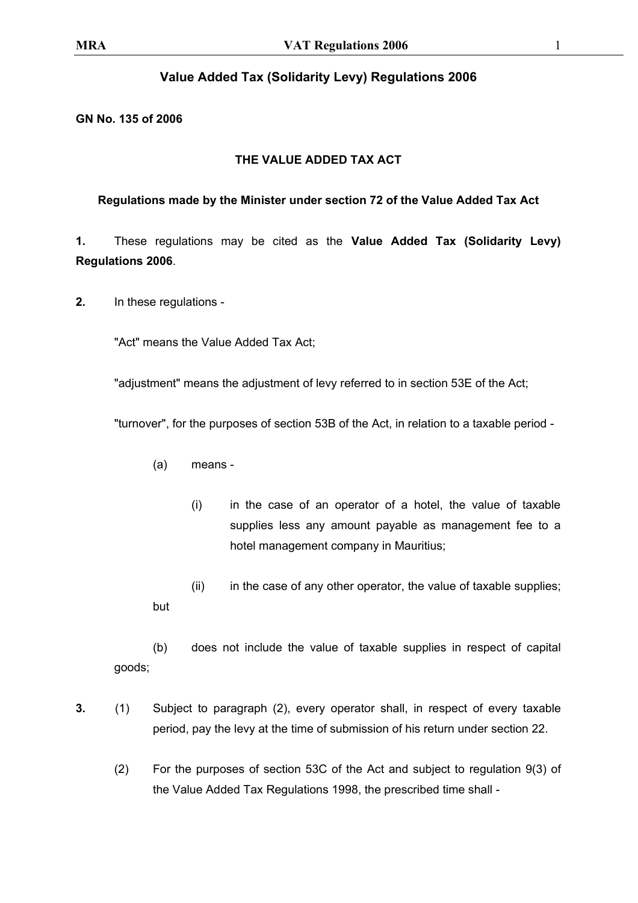# Value Added Tax (Solidarity Levy) Regulations 2006

**GN No. 135 of 2006**

**THE VALUE ADDED TAX ACT**

**Regulations made by the Minister under section 72 of the Value Added Tax Act**

**1.** These regulations may be cited as the **Value Added Tax (Solidarity Levy) Regulations 2006**.

**2.** In these regulations -

"Act" means the Value Added Tax Act;

"adjustment" means the adjustment of levy referred to in section 53E of the Act;

"turnover", for the purposes of section 53B of the Act, in relation to a taxable period -

(a) means -

(i) in the case of an operator of a hotel, the value of taxable supplies less any amount payable as management fee to a hotel management company in Mauritius;

(ii) in the case of any other operator, the value of taxable supplies;

but

(b) does not include the value of taxable supplies in respect of capital goods;

**3.** (1) Subject to paragraph (2), every operator shall, in respect of every taxable period, pay the levy at the time of submission of his return under section 22.

(2) For the purposes of section 53C of the Act and subject to regulation 9(3) of the Value Added Tax Regulations 1998, the prescribed time shall -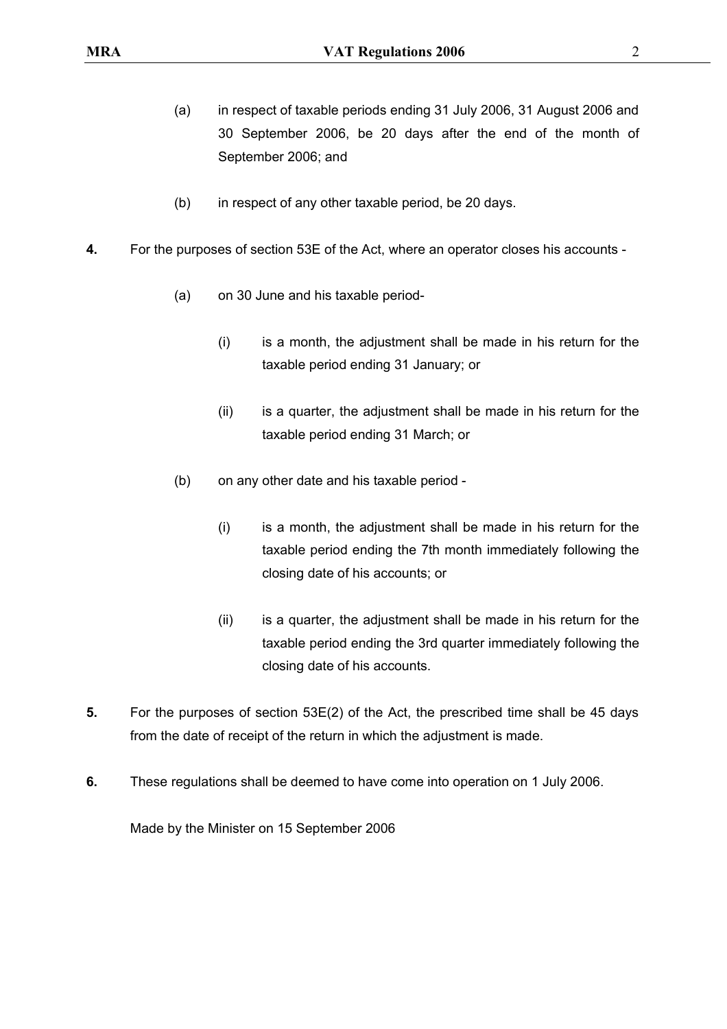(a) in respect of taxable periods ending 31 July 2006, 31 August 2006 and 30 September 2006, be 20 days after the end of the month of September 2006; and

(b) in respect of any other taxable period, be 20 days.

**4.** For the purposes of section 53E of the Act, where an operator closes his accounts -

(a) on 30 June and his taxable period-

(i) is a month, the adjustment shall be made in his return for the taxable period ending 31 January; or

(ii) is a quarter, the adjustment shall be made in his return for the taxable period ending 31 March; or

(b) on any other date and his taxable period -

(i) is a month, the adjustment shall be made in his return for the taxable period ending the 7th month immediately following the closing date of his accounts; or

(ii) is a quarter, the adjustment shall be made in his return for the taxable period ending the 3rd quarter immediately following the closing date of his accounts.

**5.** For the purposes of section 53E(2) of the Act, the prescribed time shall be 45 days from the date of receipt of the return in which the adjustment is made.

**6.** These regulations shall be deemed to have come into operation on 1 July 2006.

Made by the Minister on 15 September 2006